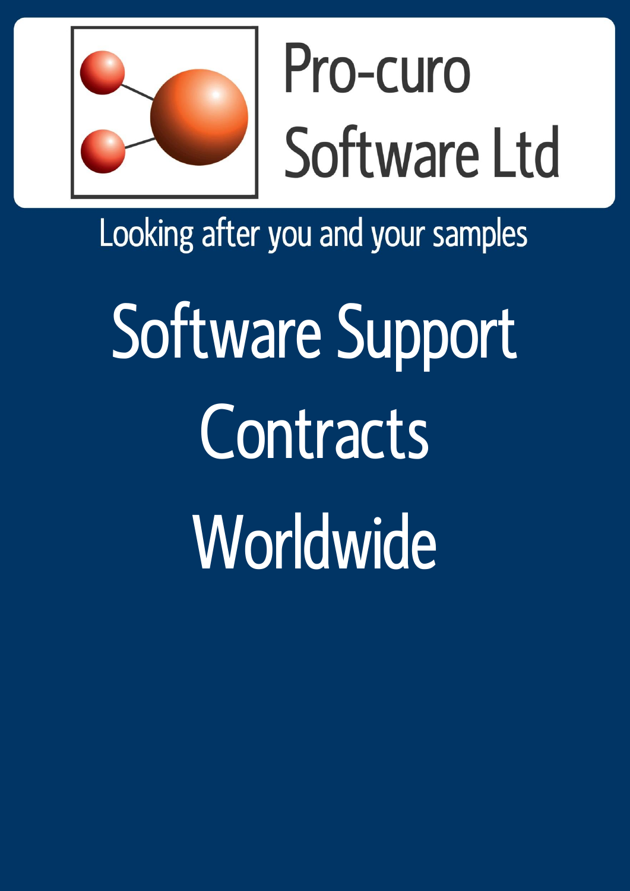Pro-curo Software Ltd

Looking after you and your samples

# Software Support Contracts Worldwide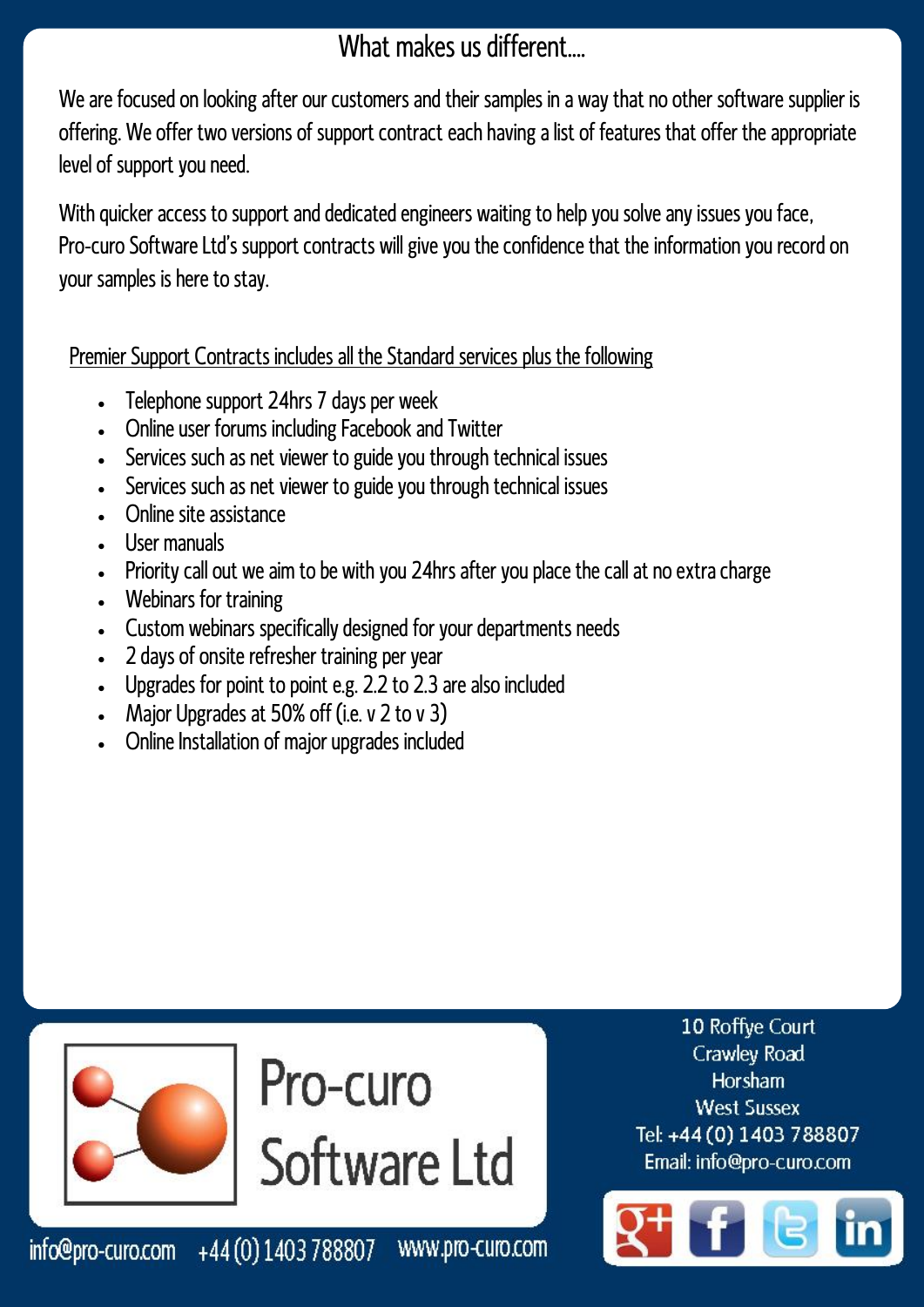## What makes us different....

We are focused on looking after our customers and their samples in a way that no other software supplier is offering. We offer two versions of support contract each having a list of features that offer the appropriate level of support you need.

With quicker access to support and dedicated engineers waiting to help you solve any issues you face, Pro-curo Software Ltd's support contracts will give you the confidence that the information you record on your samples is here to stay.

Premier Support Contracts includes all the Standard services plus the following

- Telephone support 24hrs 7 days per week
- Online user forums including Facebook and Twitter
- Services such as net viewer to guide you through technical issues
- Services such as net viewer to guide you through technical issues
- Online site assistance
- User manuals
- Priority call out we aim to be with you 24hrs after you place the call at no extra charge
- Webinars for training
- Custom webinars specifically designed for your departments needs
- 2 days of onsite refresher training per year
- Upgrades for point to point e.g. 2.2 to 2.3 are also included
- Major Upgrades at 50% off (i.e. v 2 to v 3)
- Online Installation of major upgrades included

Pro-curo Software Ltd

10 Roffye Court
Crawley Road
Horsham
West Sussex
Tel: +44 (0) 1403 788807
Email: info@pro-curo.com

info@pro-curo.com +44 (0) 1403 788807 www.pro-curo.com